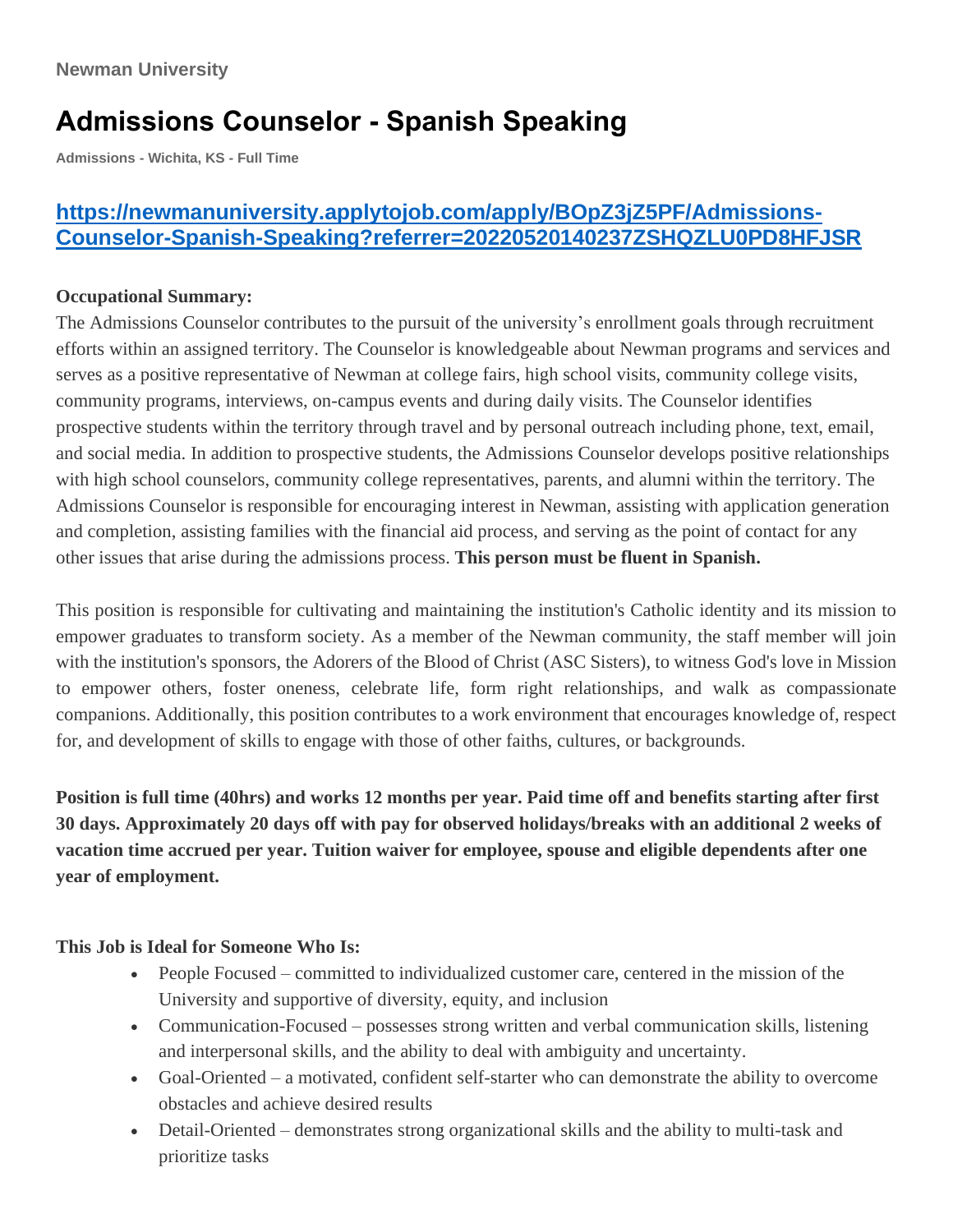Newman University

# Admissions Counselor - Spanish Speaking

Admissions - Wichita, KS - Full Time

## [https://newmanuniversity.applytojob.com/apply/BOpZ3jZ5PF/Admissions-Counselor-Spanish-Speaking?referrer=20220520140237ZSHQZLU0PD8HFJSR](https://newmanuniversity.applytojob.com/apply/BOpZ3jZ5PF/Admissions-Counselor-Spanish-Speaking?referrer=20220520140237ZSHQZLU0PD8HFJSR)

**Occupational Summary:**

The Admissions Counselor contributes to the pursuit of the university's enrollment goals through recruitment efforts within an assigned territory. The Counselor is knowledgeable about Newman programs and services and serves as a positive representative of Newman at college fairs, high school visits, community college visits, community programs, interviews, on-campus events and during daily visits. The Counselor identifies prospective students within the territory through travel and by personal outreach including phone, text, email, and social media. In addition to prospective students, the Admissions Counselor develops positive relationships with high school counselors, community college representatives, parents, and alumni within the territory. The Admissions Counselor is responsible for encouraging interest in Newman, assisting with application generation and completion, assisting families with the financial aid process, and serving as the point of contact for any other issues that arise during the admissions process. **This person must be fluent in Spanish.**

This position is responsible for cultivating and maintaining the institution's Catholic identity and its mission to empower graduates to transform society. As a member of the Newman community, the staff member will join with the institution's sponsors, the Adorers of the Blood of Christ (ASC Sisters), to witness God's love in Mission to empower others, foster oneness, celebrate life, form right relationships, and walk as compassionate companions. Additionally, this position contributes to a work environment that encourages knowledge of, respect for, and development of skills to engage with those of other faiths, cultures, or backgrounds.

**Position is full time (40hrs) and works 12 months per year. Paid time off and benefits starting after first 30 days. Approximately 20 days off with pay for observed holidays/breaks with an additional 2 weeks of vacation time accrued per year. Tuition waiver for employee, spouse and eligible dependents after one year of employment.**

**This Job is Ideal for Someone Who Is:**

- People Focused – committed to individualized customer care, centered in the mission of the University and supportive of diversity, equity, and inclusion
- Communication-Focused – possesses strong written and verbal communication skills, listening and interpersonal skills, and the ability to deal with ambiguity and uncertainty.
- Goal-Oriented – a motivated, confident self-starter who can demonstrate the ability to overcome obstacles and achieve desired results
- Detail-Oriented – demonstrates strong organizational skills and the ability to multi-task and prioritize tasks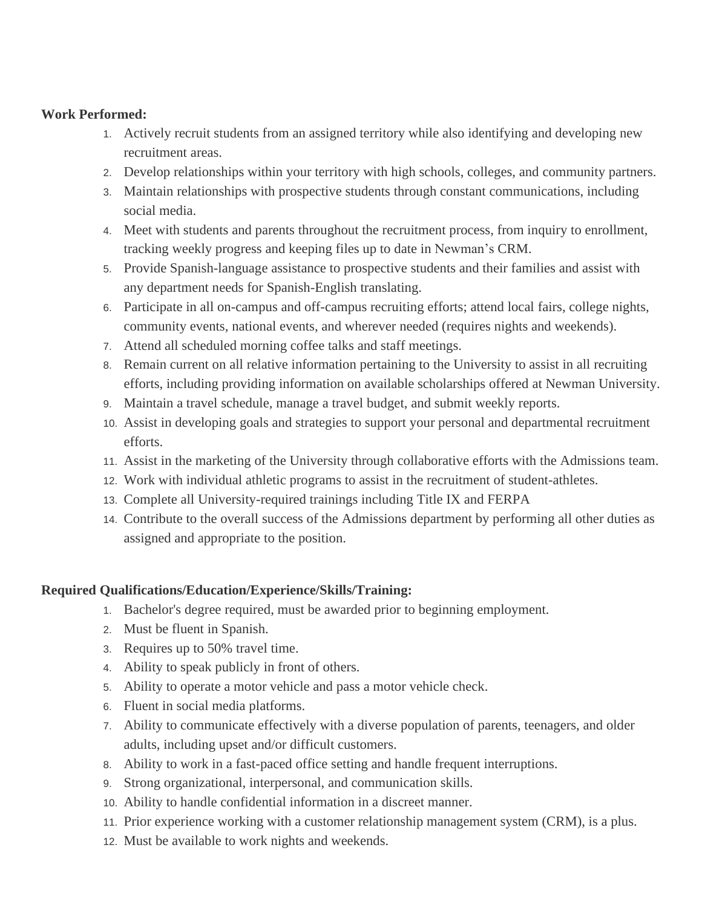**Work Performed:**

1. Actively recruit students from an assigned territory while also identifying and developing new recruitment areas.
2. Develop relationships within your territory with high schools, colleges, and community partners.
3. Maintain relationships with prospective students through constant communications, including social media.
4. Meet with students and parents throughout the recruitment process, from inquiry to enrollment, tracking weekly progress and keeping files up to date in Newman's CRM.
5. Provide Spanish-language assistance to prospective students and their families and assist with any department needs for Spanish-English translating.
6. Participate in all on-campus and off-campus recruiting efforts; attend local fairs, college nights, community events, national events, and wherever needed (requires nights and weekends).
7. Attend all scheduled morning coffee talks and staff meetings.
8. Remain current on all relative information pertaining to the University to assist in all recruiting efforts, including providing information on available scholarships offered at Newman University.
9. Maintain a travel schedule, manage a travel budget, and submit weekly reports.
10. Assist in developing goals and strategies to support your personal and departmental recruitment efforts.
11. Assist in the marketing of the University through collaborative efforts with the Admissions team.
12. Work with individual athletic programs to assist in the recruitment of student-athletes.
13. Complete all University-required trainings including Title IX and FERPA
14. Contribute to the overall success of the Admissions department by performing all other duties as assigned and appropriate to the position.

**Required Qualifications/Education/Experience/Skills/Training:**

1. Bachelor's degree required, must be awarded prior to beginning employment.
2. Must be fluent in Spanish.
3. Requires up to 50% travel time.
4. Ability to speak publicly in front of others.
5. Ability to operate a motor vehicle and pass a motor vehicle check.
6. Fluent in social media platforms.
7. Ability to communicate effectively with a diverse population of parents, teenagers, and older adults, including upset and/or difficult customers.
8. Ability to work in a fast-paced office setting and handle frequent interruptions.
9. Strong organizational, interpersonal, and communication skills.
10. Ability to handle confidential information in a discreet manner.
11. Prior experience working with a customer relationship management system (CRM), is a plus.
12. Must be available to work nights and weekends.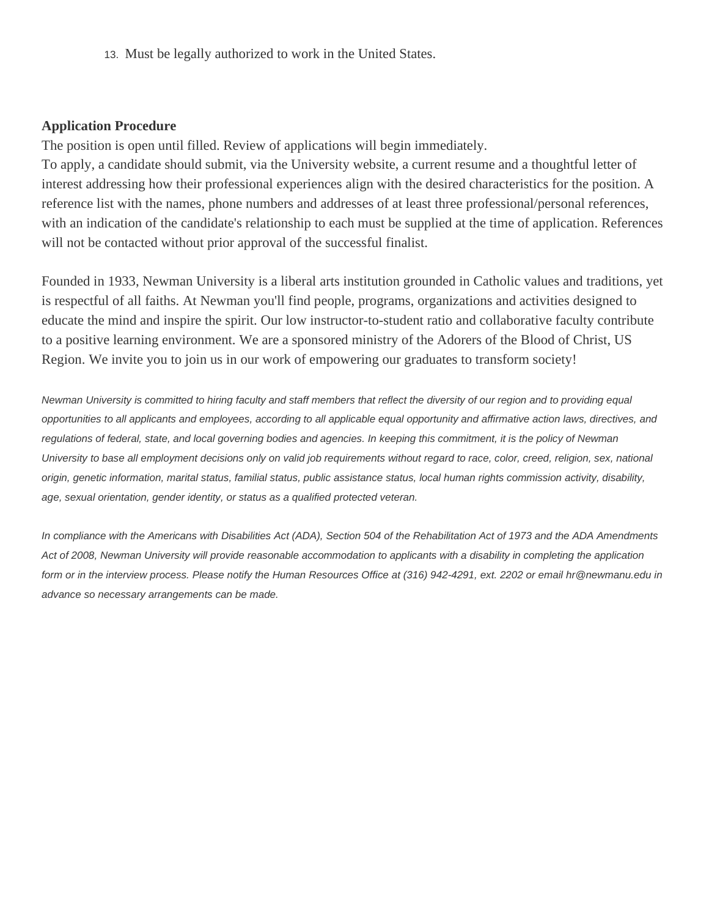13. Must be legally authorized to work in the United States.

**Application Procedure**

The position is open until filled. Review of applications will begin immediately.

To apply, a candidate should submit, via the University website, a current resume and a thoughtful letter of interest addressing how their professional experiences align with the desired characteristics for the position. A reference list with the names, phone numbers and addresses of at least three professional/personal references, with an indication of the candidate's relationship to each must be supplied at the time of application. References will not be contacted without prior approval of the successful finalist.

Founded in 1933, Newman University is a liberal arts institution grounded in Catholic values and traditions, yet is respectful of all faiths. At Newman you'll find people, programs, organizations and activities designed to educate the mind and inspire the spirit. Our low instructor-to-student ratio and collaborative faculty contribute to a positive learning environment. We are a sponsored ministry of the Adorers of the Blood of Christ, US Region. We invite you to join us in our work of empowering our graduates to transform society!

*Newman University is committed to hiring faculty and staff members that reflect the diversity of our region and to providing equal opportunities to all applicants and employees, according to all applicable equal opportunity and affirmative action laws, directives, and regulations of federal, state, and local governing bodies and agencies. In keeping this commitment, it is the policy of Newman University to base all employment decisions only on valid job requirements without regard to race, color, creed, religion, sex, national origin, genetic information, marital status, familial status, public assistance status, local human rights commission activity, disability, age, sexual orientation, gender identity, or status as a qualified protected veteran.*

*In compliance with the Americans with Disabilities Act (ADA), Section 504 of the Rehabilitation Act of 1973 and the ADA Amendments Act of 2008, Newman University will provide reasonable accommodation to applicants with a disability in completing the application form or in the interview process. Please notify the Human Resources Office at (316) 942-4291, ext. 2202 or email hr@newmanu.edu in advance so necessary arrangements can be made.*